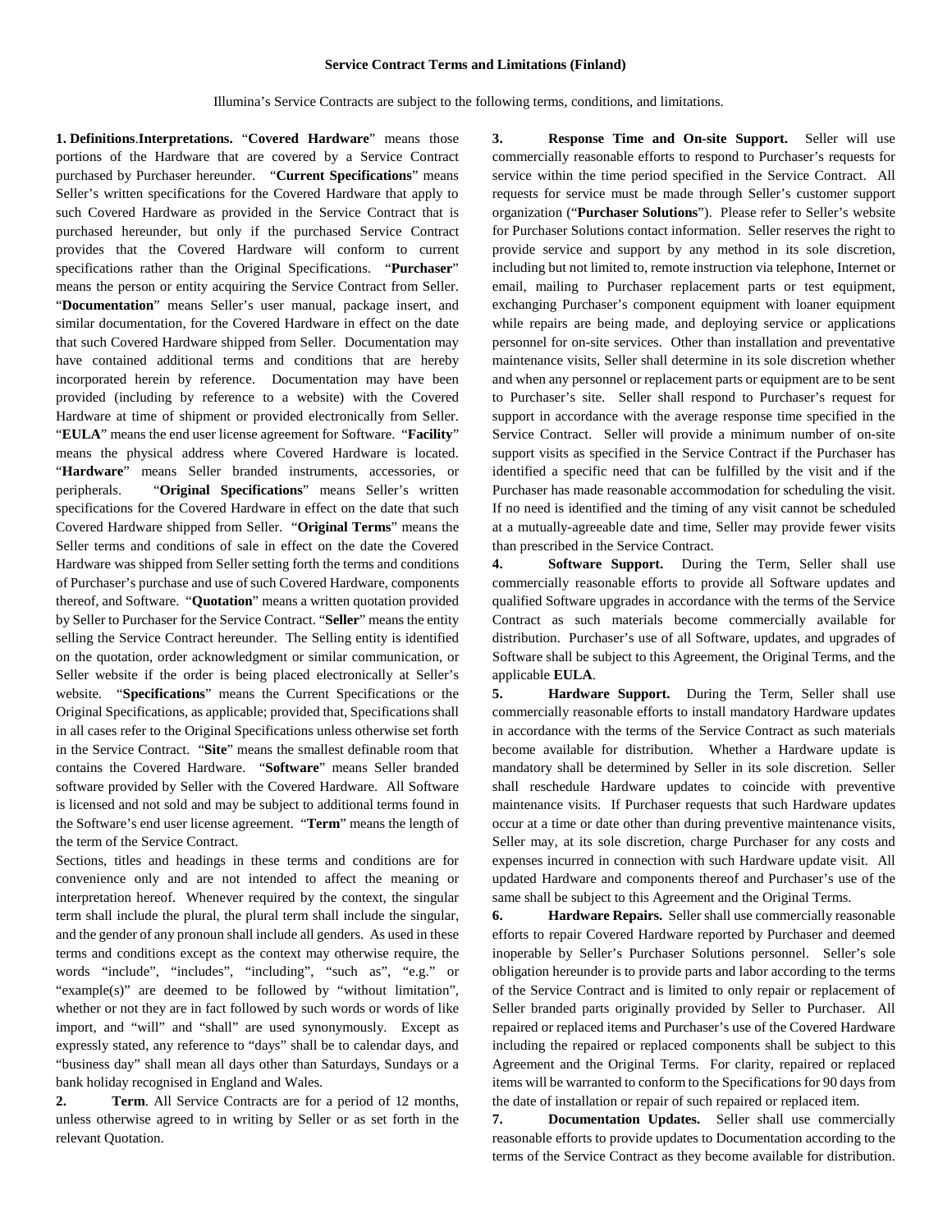# Service Contract Terms and Limitations (Finland)

Illumina's Service Contracts are subject to the following terms, conditions, and limitations.

**1. Definitions**.**Interpretations.** "**Covered Hardware**" means those portions of the Hardware that are covered by a Service Contract purchased by Purchaser hereunder. "**Current Specifications**" means Seller's written specifications for the Covered Hardware that apply to such Covered Hardware as provided in the Service Contract that is purchased hereunder, but only if the purchased Service Contract provides that the Covered Hardware will conform to current specifications rather than the Original Specifications. "**Purchaser**" means the person or entity acquiring the Service Contract from Seller. "**Documentation**" means Seller's user manual, package insert, and similar documentation, for the Covered Hardware in effect on the date that such Covered Hardware shipped from Seller. Documentation may have contained additional terms and conditions that are hereby incorporated herein by reference. Documentation may have been provided (including by reference to a website) with the Covered Hardware at time of shipment or provided electronically from Seller. "**EULA**" means the end user license agreement for Software. "**Facility**" means the physical address where Covered Hardware is located. "**Hardware**" means Seller branded instruments, accessories, or peripherals. "**Original Specifications**" means Seller's written specifications for the Covered Hardware in effect on the date that such Covered Hardware shipped from Seller. "**Original Terms**" means the Seller terms and conditions of sale in effect on the date the Covered Hardware was shipped from Seller setting forth the terms and conditions of Purchaser's purchase and use of such Covered Hardware, components thereof, and Software. "**Quotation**" means a written quotation provided by Seller to Purchaser for the Service Contract. "**Seller**" means the entity selling the Service Contract hereunder. The Selling entity is identified on the quotation, order acknowledgment or similar communication, or Seller website if the order is being placed electronically at Seller's website. "**Specifications**" means the Current Specifications or the Original Specifications, as applicable; provided that, Specifications shall in all cases refer to the Original Specifications unless otherwise set forth in the Service Contract. "**Site**" means the smallest definable room that contains the Covered Hardware. "**Software**" means Seller branded software provided by Seller with the Covered Hardware. All Software is licensed and not sold and may be subject to additional terms found in the Software's end user license agreement. "**Term**" means the length of the term of the Service Contract.

Sections, titles and headings in these terms and conditions are for convenience only and are not intended to affect the meaning or interpretation hereof. Whenever required by the context, the singular term shall include the plural, the plural term shall include the singular, and the gender of any pronoun shall include all genders. As used in these terms and conditions except as the context may otherwise require, the words "include", "includes", "including", "such as", "e.g." or "example(s)" are deemed to be followed by "without limitation", whether or not they are in fact followed by such words or words of like import, and "will" and "shall" are used synonymously. Except as expressly stated, any reference to "days" shall be to calendar days, and "business day" shall mean all days other than Saturdays, Sundays or a bank holiday recognised in England and Wales.

**2. Term**. All Service Contracts are for a period of 12 months, unless otherwise agreed to in writing by Seller or as set forth in the relevant Quotation.

**3. Response Time and On-site Support.** Seller will use commercially reasonable efforts to respond to Purchaser's requests for service within the time period specified in the Service Contract. All requests for service must be made through Seller's customer support organization ("**Purchaser Solutions**"). Please refer to Seller's website for Purchaser Solutions contact information. Seller reserves the right to provide service and support by any method in its sole discretion, including but not limited to, remote instruction via telephone, Internet or email, mailing to Purchaser replacement parts or test equipment, exchanging Purchaser's component equipment with loaner equipment while repairs are being made, and deploying service or applications personnel for on-site services. Other than installation and preventative maintenance visits, Seller shall determine in its sole discretion whether and when any personnel or replacement parts or equipment are to be sent to Purchaser's site. Seller shall respond to Purchaser's request for support in accordance with the average response time specified in the Service Contract. Seller will provide a minimum number of on-site support visits as specified in the Service Contract if the Purchaser has identified a specific need that can be fulfilled by the visit and if the Purchaser has made reasonable accommodation for scheduling the visit. If no need is identified and the timing of any visit cannot be scheduled at a mutually-agreeable date and time, Seller may provide fewer visits than prescribed in the Service Contract.

**4. Software Support.** During the Term, Seller shall use commercially reasonable efforts to provide all Software updates and qualified Software upgrades in accordance with the terms of the Service Contract as such materials become commercially available for distribution. Purchaser's use of all Software, updates, and upgrades of Software shall be subject to this Agreement, the Original Terms, and the applicable **EULA**.

**5. Hardware Support.** During the Term, Seller shall use commercially reasonable efforts to install mandatory Hardware updates in accordance with the terms of the Service Contract as such materials become available for distribution. Whether a Hardware update is mandatory shall be determined by Seller in its sole discretion. Seller shall reschedule Hardware updates to coincide with preventive maintenance visits. If Purchaser requests that such Hardware updates occur at a time or date other than during preventive maintenance visits, Seller may, at its sole discretion, charge Purchaser for any costs and expenses incurred in connection with such Hardware update visit. All updated Hardware and components thereof and Purchaser's use of the same shall be subject to this Agreement and the Original Terms.

**6. Hardware Repairs.** Seller shall use commercially reasonable efforts to repair Covered Hardware reported by Purchaser and deemed inoperable by Seller's Purchaser Solutions personnel. Seller's sole obligation hereunder is to provide parts and labor according to the terms of the Service Contract and is limited to only repair or replacement of Seller branded parts originally provided by Seller to Purchaser. All repaired or replaced items and Purchaser's use of the Covered Hardware including the repaired or replaced components shall be subject to this Agreement and the Original Terms. For clarity, repaired or replaced items will be warranted to conform to the Specifications for 90 days from the date of installation or repair of such repaired or replaced item.

**7. Documentation Updates.** Seller shall use commercially reasonable efforts to provide updates to Documentation according to the terms of the Service Contract as they become available for distribution.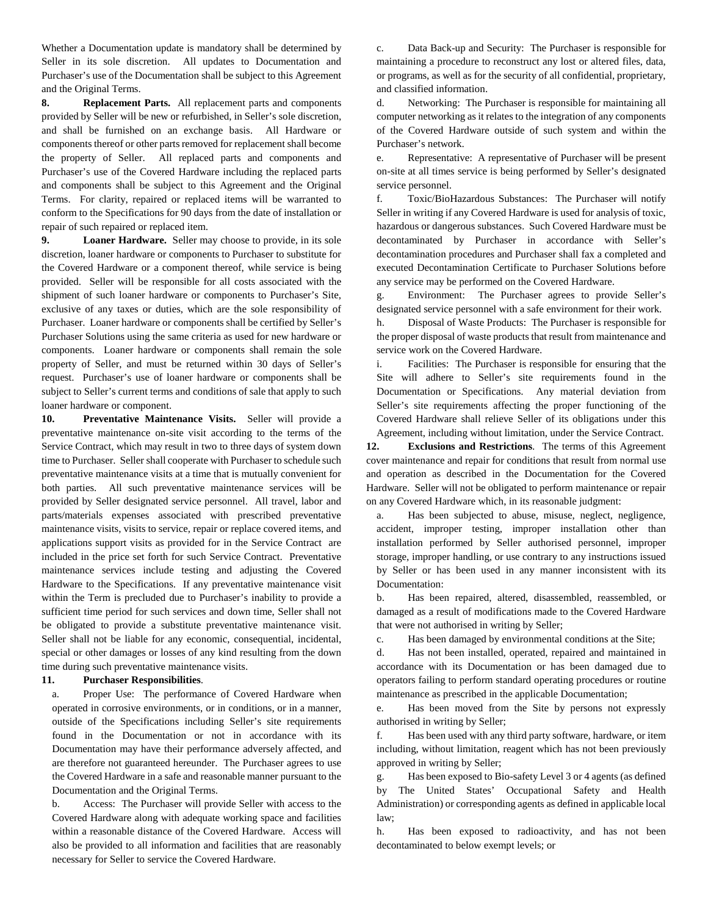Whether a Documentation update is mandatory shall be determined by Seller in its sole discretion. All updates to Documentation and Purchaser's use of the Documentation shall be subject to this Agreement and the Original Terms.

**8. Replacement Parts.** All replacement parts and components provided by Seller will be new or refurbished, in Seller's sole discretion, and shall be furnished on an exchange basis. All Hardware or components thereof or other parts removed for replacement shall become the property of Seller. All replaced parts and components and Purchaser's use of the Covered Hardware including the replaced parts and components shall be subject to this Agreement and the Original Terms. For clarity, repaired or replaced items will be warranted to conform to the Specifications for 90 days from the date of installation or repair of such repaired or replaced item.

**9. Loaner Hardware.** Seller may choose to provide, in its sole discretion, loaner hardware or components to Purchaser to substitute for the Covered Hardware or a component thereof, while service is being provided. Seller will be responsible for all costs associated with the shipment of such loaner hardware or components to Purchaser's Site, exclusive of any taxes or duties, which are the sole responsibility of Purchaser. Loaner hardware or components shall be certified by Seller's Purchaser Solutions using the same criteria as used for new hardware or components. Loaner hardware or components shall remain the sole property of Seller, and must be returned within 30 days of Seller's request. Purchaser's use of loaner hardware or components shall be subject to Seller's current terms and conditions of sale that apply to such loaner hardware or component.

**10. Preventative Maintenance Visits.** Seller will provide a preventative maintenance on-site visit according to the terms of the Service Contract, which may result in two to three days of system down time to Purchaser. Seller shall cooperate with Purchaser to schedule such preventative maintenance visits at a time that is mutually convenient for both parties. All such preventative maintenance services will be provided by Seller designated service personnel. All travel, labor and parts/materials expenses associated with prescribed preventative maintenance visits, visits to service, repair or replace covered items, and applications support visits as provided for in the Service Contract are included in the price set forth for such Service Contract. Preventative maintenance services include testing and adjusting the Covered Hardware to the Specifications. If any preventative maintenance visit within the Term is precluded due to Purchaser's inability to provide a sufficient time period for such services and down time, Seller shall not be obligated to provide a substitute preventative maintenance visit. Seller shall not be liable for any economic, consequential, incidental, special or other damages or losses of any kind resulting from the down time during such preventative maintenance visits.

**11. Purchaser Responsibilities**.

a. Proper Use: The performance of Covered Hardware when operated in corrosive environments, or in conditions, or in a manner, outside of the Specifications including Seller's site requirements found in the Documentation or not in accordance with its Documentation may have their performance adversely affected, and are therefore not guaranteed hereunder. The Purchaser agrees to use the Covered Hardware in a safe and reasonable manner pursuant to the Documentation and the Original Terms.

b. Access: The Purchaser will provide Seller with access to the Covered Hardware along with adequate working space and facilities within a reasonable distance of the Covered Hardware. Access will also be provided to all information and facilities that are reasonably necessary for Seller to service the Covered Hardware.

c. Data Back-up and Security: The Purchaser is responsible for maintaining a procedure to reconstruct any lost or altered files, data, or programs, as well as for the security of all confidential, proprietary, and classified information.

d. Networking: The Purchaser is responsible for maintaining all computer networking as it relates to the integration of any components of the Covered Hardware outside of such system and within the Purchaser's network.

e. Representative: A representative of Purchaser will be present on-site at all times service is being performed by Seller's designated service personnel.

f. Toxic/BioHazardous Substances: The Purchaser will notify Seller in writing if any Covered Hardware is used for analysis of toxic, hazardous or dangerous substances. Such Covered Hardware must be decontaminated by Purchaser in accordance with Seller's decontamination procedures and Purchaser shall fax a completed and executed Decontamination Certificate to Purchaser Solutions before any service may be performed on the Covered Hardware.

g. Environment: The Purchaser agrees to provide Seller's designated service personnel with a safe environment for their work.

h. Disposal of Waste Products: The Purchaser is responsible for the proper disposal of waste products that result from maintenance and service work on the Covered Hardware.

i. Facilities: The Purchaser is responsible for ensuring that the Site will adhere to Seller's site requirements found in the Documentation or Specifications. Any material deviation from Seller's site requirements affecting the proper functioning of the Covered Hardware shall relieve Seller of its obligations under this Agreement, including without limitation, under the Service Contract.

**12. Exclusions and Restrictions**. The terms of this Agreement cover maintenance and repair for conditions that result from normal use and operation as described in the Documentation for the Covered Hardware. Seller will not be obligated to perform maintenance or repair on any Covered Hardware which, in its reasonable judgment:

a. Has been subjected to abuse, misuse, neglect, negligence, accident, improper testing, improper installation other than installation performed by Seller authorised personnel, improper storage, improper handling, or use contrary to any instructions issued by Seller or has been used in any manner inconsistent with its Documentation:

b. Has been repaired, altered, disassembled, reassembled, or damaged as a result of modifications made to the Covered Hardware that were not authorised in writing by Seller;

c. Has been damaged by environmental conditions at the Site;

d. Has not been installed, operated, repaired and maintained in accordance with its Documentation or has been damaged due to operators failing to perform standard operating procedures or routine maintenance as prescribed in the applicable Documentation;

e. Has been moved from the Site by persons not expressly authorised in writing by Seller;

f. Has been used with any third party software, hardware, or item including, without limitation, reagent which has not been previously approved in writing by Seller;

g. Has been exposed to Bio-safety Level 3 or 4 agents (as defined by The United States' Occupational Safety and Health Administration) or corresponding agents as defined in applicable local law;

h. Has been exposed to radioactivity, and has not been decontaminated to below exempt levels; or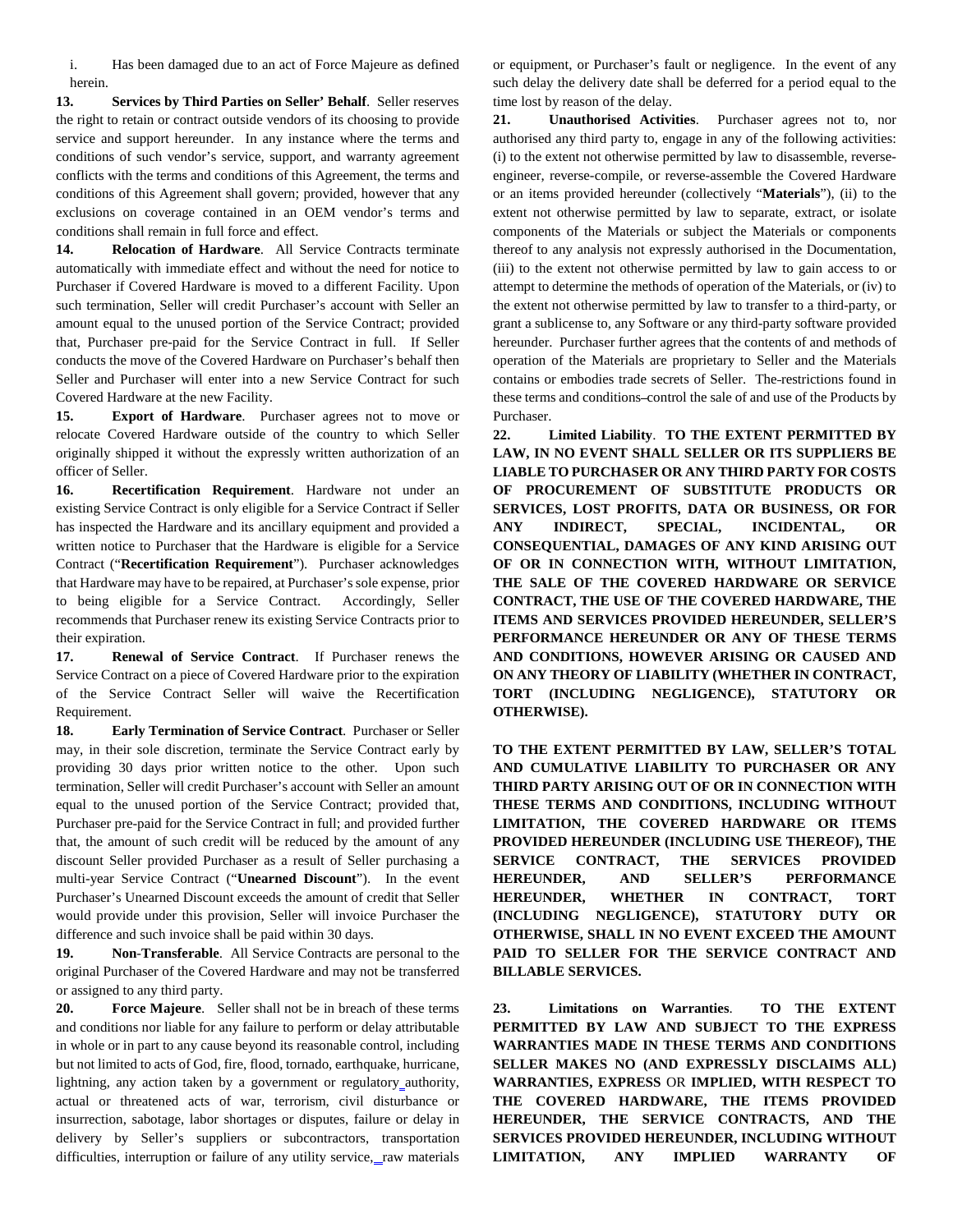i. Has been damaged due to an act of Force Majeure as defined herein.

**13. Services by Third Parties on Seller' Behalf**. Seller reserves the right to retain or contract outside vendors of its choosing to provide service and support hereunder. In any instance where the terms and conditions of such vendor's service, support, and warranty agreement conflicts with the terms and conditions of this Agreement, the terms and conditions of this Agreement shall govern; provided, however that any exclusions on coverage contained in an OEM vendor's terms and conditions shall remain in full force and effect.

**14. Relocation of Hardware**. All Service Contracts terminate automatically with immediate effect and without the need for notice to Purchaser if Covered Hardware is moved to a different Facility. Upon such termination, Seller will credit Purchaser's account with Seller an amount equal to the unused portion of the Service Contract; provided that, Purchaser pre-paid for the Service Contract in full. If Seller conducts the move of the Covered Hardware on Purchaser's behalf then Seller and Purchaser will enter into a new Service Contract for such Covered Hardware at the new Facility.

**15. Export of Hardware**. Purchaser agrees not to move or relocate Covered Hardware outside of the country to which Seller originally shipped it without the expressly written authorization of an officer of Seller.

**16. Recertification Requirement**. Hardware not under an existing Service Contract is only eligible for a Service Contract if Seller has inspected the Hardware and its ancillary equipment and provided a written notice to Purchaser that the Hardware is eligible for a Service Contract ("**Recertification Requirement**"). Purchaser acknowledges that Hardware may have to be repaired, at Purchaser's sole expense, prior to being eligible for a Service Contract. Accordingly, Seller recommends that Purchaser renew its existing Service Contracts prior to their expiration.

**17. Renewal of Service Contract**. If Purchaser renews the Service Contract on a piece of Covered Hardware prior to the expiration of the Service Contract Seller will waive the Recertification Requirement.

**18. Early Termination of Service Contract**. Purchaser or Seller may, in their sole discretion, terminate the Service Contract early by providing 30 days prior written notice to the other. Upon such termination, Seller will credit Purchaser's account with Seller an amount equal to the unused portion of the Service Contract; provided that, Purchaser pre-paid for the Service Contract in full; and provided further that, the amount of such credit will be reduced by the amount of any discount Seller provided Purchaser as a result of Seller purchasing a multi-year Service Contract ("**Unearned Discount**"). In the event Purchaser's Unearned Discount exceeds the amount of credit that Seller would provide under this provision, Seller will invoice Purchaser the difference and such invoice shall be paid within 30 days.

**19. Non-Transferable**. All Service Contracts are personal to the original Purchaser of the Covered Hardware and may not be transferred or assigned to any third party.

**20. Force Majeure**. Seller shall not be in breach of these terms and conditions nor liable for any failure to perform or delay attributable in whole or in part to any cause beyond its reasonable control, including but not limited to acts of God, fire, flood, tornado, earthquake, hurricane, lightning, any action taken by a government or regulatory authority, actual or threatened acts of war, terrorism, civil disturbance or insurrection, sabotage, labor shortages or disputes, failure or delay in delivery by Seller's suppliers or subcontractors, transportation difficulties, interruption or failure of any utility service, raw materials or equipment, or Purchaser's fault or negligence. In the event of any such delay the delivery date shall be deferred for a period equal to the time lost by reason of the delay.

**21. Unauthorised Activities**. Purchaser agrees not to, nor authorised any third party to, engage in any of the following activities: (i) to the extent not otherwise permitted by law to disassemble, reverse-engineer, reverse-compile, or reverse-assemble the Covered Hardware or an items provided hereunder (collectively "**Materials**"), (ii) to the extent not otherwise permitted by law to separate, extract, or isolate components of the Materials or subject the Materials or components thereof to any analysis not expressly authorised in the Documentation, (iii) to the extent not otherwise permitted by law to gain access to or attempt to determine the methods of operation of the Materials, or (iv) to the extent not otherwise permitted by law to transfer to a third-party, or grant a sublicense to, any Software or any third-party software provided hereunder. Purchaser further agrees that the contents of and methods of operation of the Materials are proprietary to Seller and the Materials contains or embodies trade secrets of Seller. The restrictions found in these terms and conditions control the sale of and use of the Products by Purchaser.

**22. Limited Liability**. **TO THE EXTENT PERMITTED BY LAW, IN NO EVENT SHALL SELLER OR ITS SUPPLIERS BE LIABLE TO PURCHASER OR ANY THIRD PARTY FOR COSTS OF PROCUREMENT OF SUBSTITUTE PRODUCTS OR SERVICES, LOST PROFITS, DATA OR BUSINESS, OR FOR ANY INDIRECT, SPECIAL, INCIDENTAL, OR CONSEQUENTIAL, DAMAGES OF ANY KIND ARISING OUT OF OR IN CONNECTION WITH, WITHOUT LIMITATION, THE SALE OF THE COVERED HARDWARE OR SERVICE CONTRACT, THE USE OF THE COVERED HARDWARE, THE ITEMS AND SERVICES PROVIDED HEREUNDER, SELLER'S PERFORMANCE HEREUNDER OR ANY OF THESE TERMS AND CONDITIONS, HOWEVER ARISING OR CAUSED AND ON ANY THEORY OF LIABILITY (WHETHER IN CONTRACT, TORT (INCLUDING NEGLIGENCE), STATUTORY OR OTHERWISE).**

**TO THE EXTENT PERMITTED BY LAW, SELLER'S TOTAL AND CUMULATIVE LIABILITY TO PURCHASER OR ANY THIRD PARTY ARISING OUT OF OR IN CONNECTION WITH THESE TERMS AND CONDITIONS, INCLUDING WITHOUT LIMITATION, THE COVERED HARDWARE OR ITEMS PROVIDED HEREUNDER (INCLUDING USE THEREOF), THE SERVICE CONTRACT, THE SERVICES PROVIDED HEREUNDER, AND SELLER'S PERFORMANCE HEREUNDER, WHETHER IN CONTRACT, TORT (INCLUDING NEGLIGENCE), STATUTORY DUTY OR OTHERWISE, SHALL IN NO EVENT EXCEED THE AMOUNT PAID TO SELLER FOR THE SERVICE CONTRACT AND BILLABLE SERVICES.**

**23. Limitations on Warranties**. **TO THE EXTENT PERMITTED BY LAW AND SUBJECT TO THE EXPRESS WARRANTIES MADE IN THESE TERMS AND CONDITIONS SELLER MAKES NO (AND EXPRESSLY DISCLAIMS ALL) WARRANTIES, EXPRESS OR IMPLIED, WITH RESPECT TO THE COVERED HARDWARE, THE ITEMS PROVIDED HEREUNDER, THE SERVICE CONTRACTS, AND THE SERVICES PROVIDED HEREUNDER, INCLUDING WITHOUT LIMITATION, ANY IMPLIED WARRANTY OF**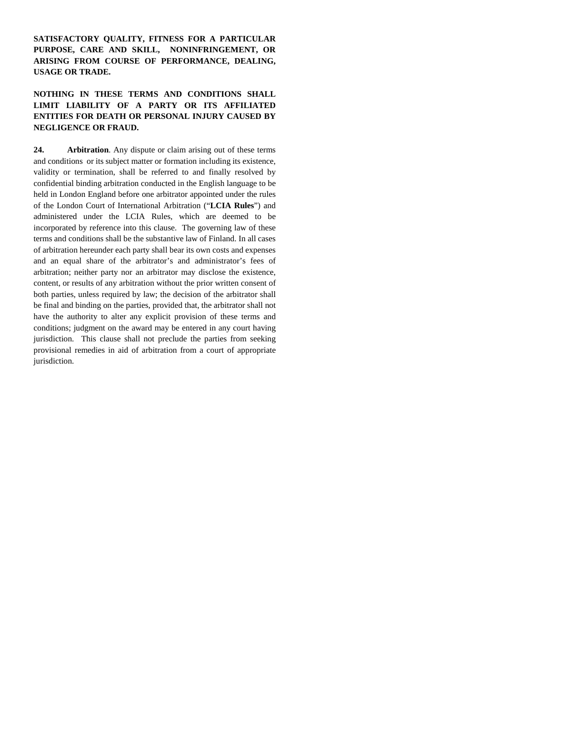**SATISFACTORY QUALITY, FITNESS FOR A PARTICULAR PURPOSE, CARE AND SKILL, NONINFRINGEMENT, OR ARISING FROM COURSE OF PERFORMANCE, DEALING, USAGE OR TRADE.**

**NOTHING IN THESE TERMS AND CONDITIONS SHALL LIMIT LIABILITY OF A PARTY OR ITS AFFILIATED ENTITIES FOR DEATH OR PERSONAL INJURY CAUSED BY NEGLIGENCE OR FRAUD.**

**24. Arbitration**. Any dispute or claim arising out of these terms and conditions or its subject matter or formation including its existence, validity or termination, shall be referred to and finally resolved by confidential binding arbitration conducted in the English language to be held in London England before one arbitrator appointed under the rules of the London Court of International Arbitration ("**LCIA Rules**") and administered under the LCIA Rules, which are deemed to be incorporated by reference into this clause. The governing law of these terms and conditions shall be the substantive law of Finland. In all cases of arbitration hereunder each party shall bear its own costs and expenses and an equal share of the arbitrator's and administrator's fees of arbitration; neither party nor an arbitrator may disclose the existence, content, or results of any arbitration without the prior written consent of both parties, unless required by law; the decision of the arbitrator shall be final and binding on the parties, provided that, the arbitrator shall not have the authority to alter any explicit provision of these terms and conditions; judgment on the award may be entered in any court having jurisdiction. This clause shall not preclude the parties from seeking provisional remedies in aid of arbitration from a court of appropriate jurisdiction.